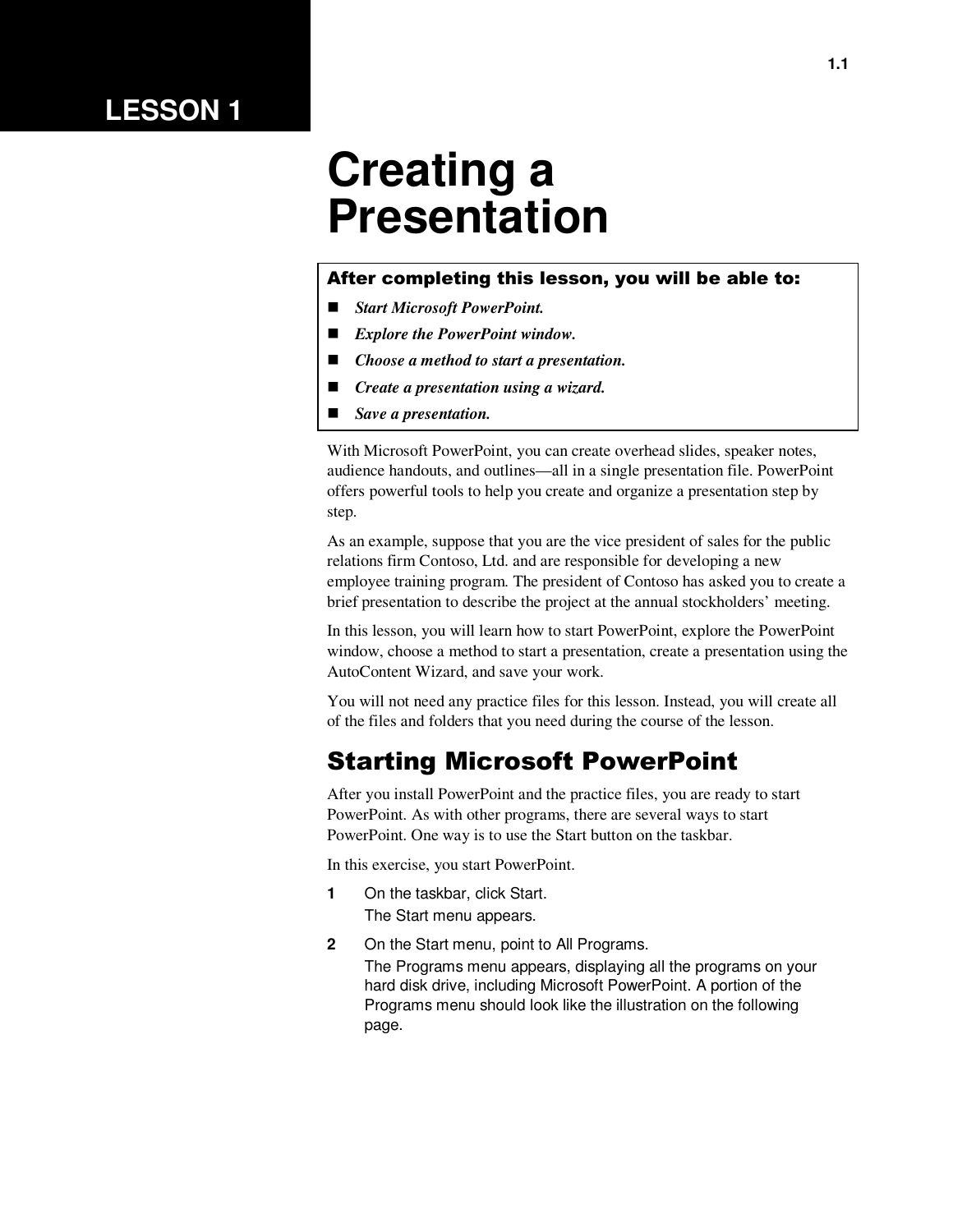# LESSON 1

# Creating a Presentation

**After completing this lesson, you will be able to:**

- *Start Microsoft PowerPoint.*
- *Explore the PowerPoint window.*
- *Choose a method to start a presentation.*
- *Create a presentation using a wizard.*
- *Save a presentation.*

With Microsoft PowerPoint, you can create overhead slides, speaker notes, audience handouts, and outlines—all in a single presentation file. PowerPoint offers powerful tools to help you create and organize a presentation step by step.

As an example, suppose that you are the vice president of sales for the public relations firm Contoso, Ltd. and are responsible for developing a new employee training program. The president of Contoso has asked you to create a brief presentation to describe the project at the annual stockholders' meeting.

In this lesson, you will learn how to start PowerPoint, explore the PowerPoint window, choose a method to start a presentation, create a presentation using the AutoContent Wizard, and save your work.

You will not need any practice files for this lesson. Instead, you will create all of the files and folders that you need during the course of the lesson.

## Starting Microsoft PowerPoint

After you install PowerPoint and the practice files, you are ready to start PowerPoint. As with other programs, there are several ways to start PowerPoint. One way is to use the Start button on the taskbar.

In this exercise, you start PowerPoint.

**1** On the taskbar, click Start.

The Start menu appears.

**2** On the Start menu, point to All Programs.

The Programs menu appears, displaying all the programs on your hard disk drive, including Microsoft PowerPoint. A portion of the Programs menu should look like the illustration on the following page.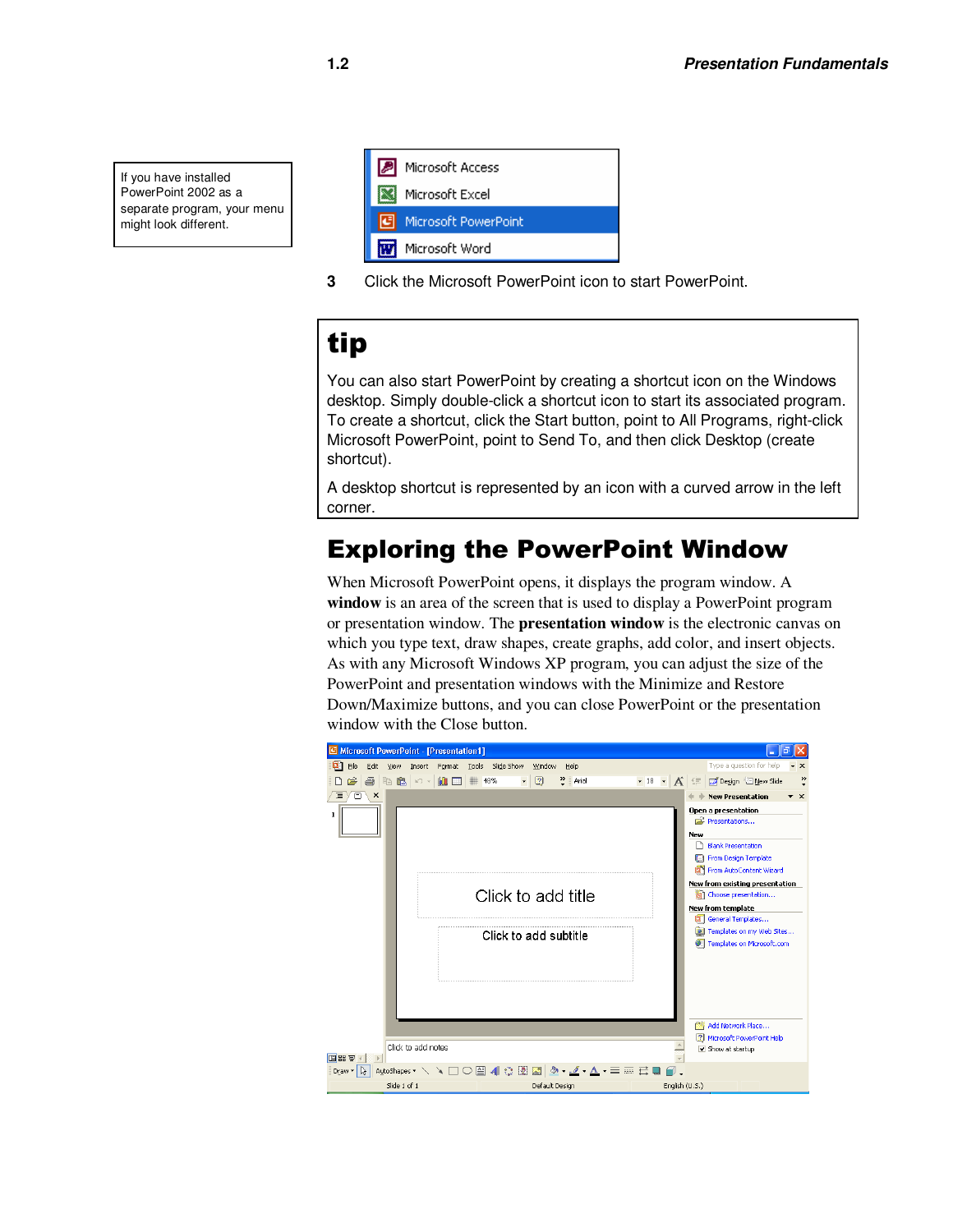If you have installed PowerPoint 2002 as a separate program, your menu might look different.

3 Click the Microsoft PowerPoint icon to start PowerPoint.

## tip

You can also start PowerPoint by creating a shortcut icon on the Windows desktop. Simply double-click a shortcut icon to start its associated program. To create a shortcut, click the Start button, point to All Programs, right-click Microsoft PowerPoint, point to Send To, and then click Desktop (create shortcut).

A desktop shortcut is represented by an icon with a curved arrow in the left corner.

# Exploring the PowerPoint Window

When Microsoft PowerPoint opens, it displays the program window. A **window** is an area of the screen that is used to display a PowerPoint program or presentation window. The **presentation window** is the electronic canvas on which you type text, draw shapes, create graphs, add color, and insert objects. As with any Microsoft Windows XP program, you can adjust the size of the PowerPoint and presentation windows with the Minimize and Restore Down/Maximize buttons, and you can close PowerPoint or the presentation window with the Close button.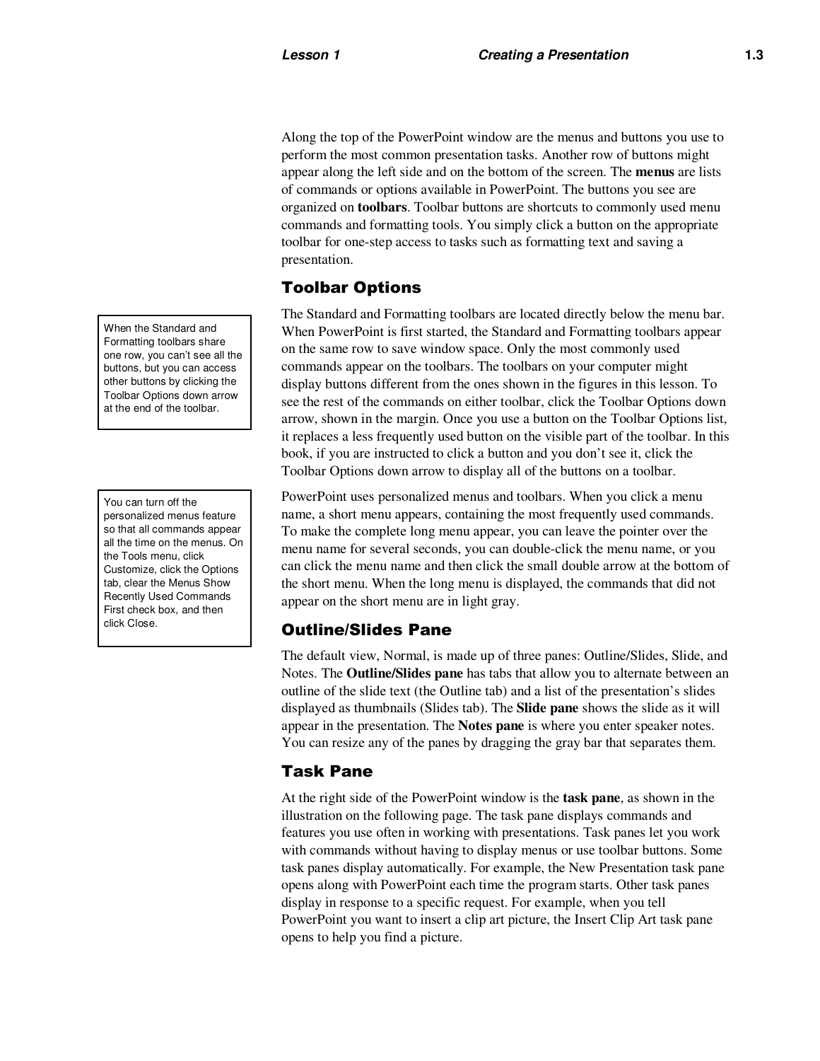Along the top of the PowerPoint window are the menus and buttons you use to perform the most common presentation tasks. Another row of buttons might appear along the left side and on the bottom of the screen. The **menus** are lists of commands or options available in PowerPoint. The buttons you see are organized on **toolbars**. Toolbar buttons are shortcuts to commonly used menu commands and formatting tools. You simply click a button on the appropriate toolbar for one-step access to tasks such as formatting text and saving a presentation.

## Toolbar Options

> When the Standard and Formatting toolbars share one row, you can't see all the buttons, but you can access other buttons by clicking the Toolbar Options down arrow at the end of the toolbar.

The Standard and Formatting toolbars are located directly below the menu bar. When PowerPoint is first started, the Standard and Formatting toolbars appear on the same row to save window space. Only the most commonly used commands appear on the toolbars. The toolbars on your computer might display buttons different from the ones shown in the figures in this lesson. To see the rest of the commands on either toolbar, click the Toolbar Options down arrow, shown in the margin. Once you use a button on the Toolbar Options list, it replaces a less frequently used button on the visible part of the toolbar. In this book, if you are instructed to click a button and you don't see it, click the Toolbar Options down arrow to display all of the buttons on a toolbar.

> You can turn off the personalized menus feature so that all commands appear all the time on the menus. On the Tools menu, click Customize, click the Options tab, clear the Menus Show Recently Used Commands First check box, and then click Close.

PowerPoint uses personalized menus and toolbars. When you click a menu name, a short menu appears, containing the most frequently used commands. To make the complete long menu appear, you can leave the pointer over the menu name for several seconds, you can double-click the menu name, or you can click the menu name and then click the small double arrow at the bottom of the short menu. When the long menu is displayed, the commands that did not appear on the short menu are in light gray.

## Outline/Slides Pane

The default view, Normal, is made up of three panes: Outline/Slides, Slide, and Notes. The **Outline/Slides pane** has tabs that allow you to alternate between an outline of the slide text (the Outline tab) and a list of the presentation's slides displayed as thumbnails (Slides tab). The **Slide pane** shows the slide as it will appear in the presentation. The **Notes pane** is where you enter speaker notes. You can resize any of the panes by dragging the gray bar that separates them.

## Task Pane

At the right side of the PowerPoint window is the **task pane**, as shown in the illustration on the following page. The task pane displays commands and features you use often in working with presentations. Task panes let you work with commands without having to display menus or use toolbar buttons. Some task panes display automatically. For example, the New Presentation task pane opens along with PowerPoint each time the program starts. Other task panes display in response to a specific request. For example, when you tell PowerPoint you want to insert a clip art picture, the Insert Clip Art task pane opens to help you find a picture.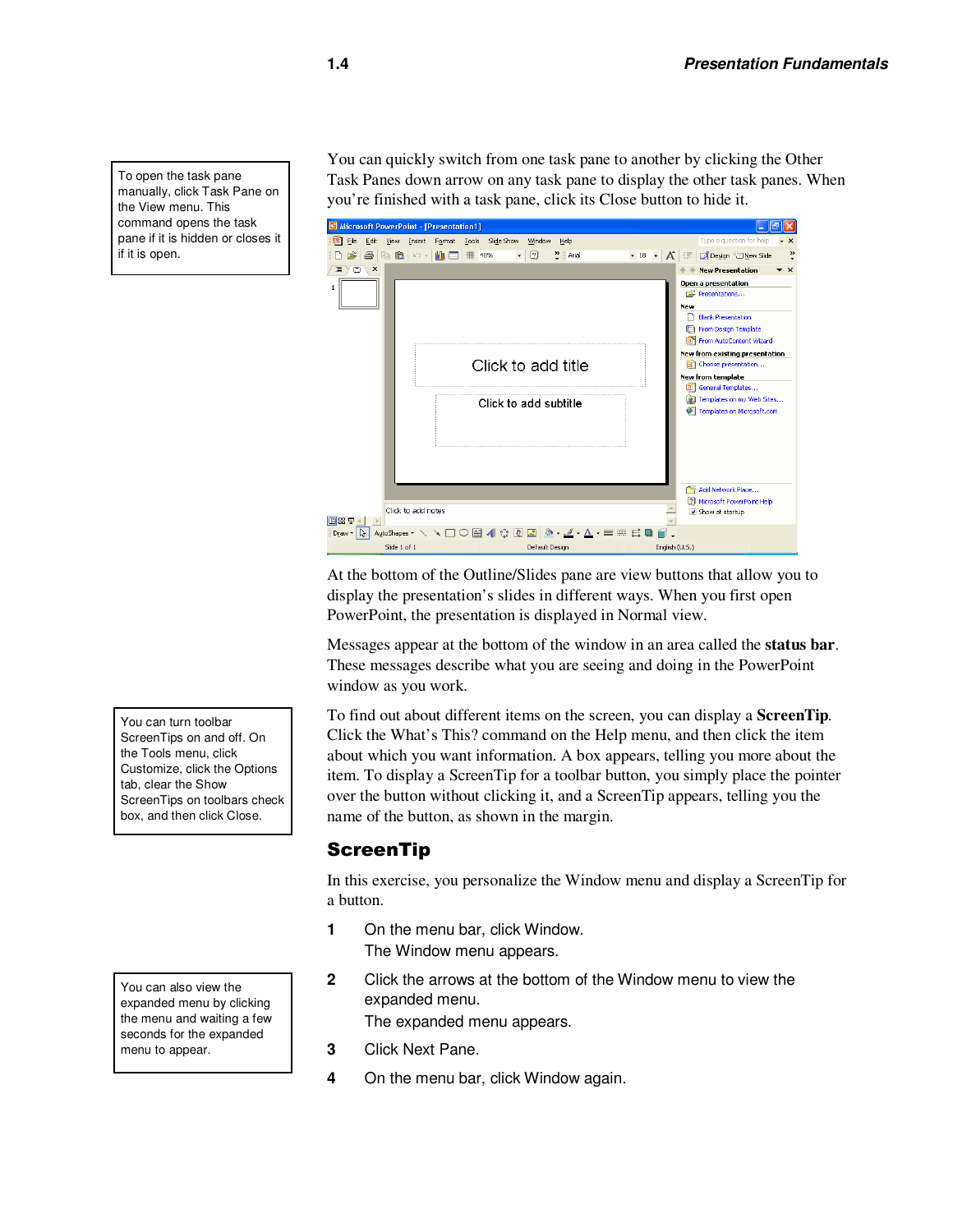You can quickly switch from one task pane to another by clicking the Other Task Panes down arrow on any task pane to display the other task panes. When you're finished with a task pane, click its Close button to hide it.

> To open the task pane manually, click Task Pane on the View menu. This command opens the task pane if it is hidden or closes it if it is open.

At the bottom of the Outline/Slides pane are view buttons that allow you to display the presentation's slides in different ways. When you first open PowerPoint, the presentation is displayed in Normal view.

Messages appear at the bottom of the window in an area called the **status bar**. These messages describe what you are seeing and doing in the PowerPoint window as you work.

To find out about different items on the screen, you can display a **ScreenTip**. Click the What's This? command on the Help menu, and then click the item about which you want information. A box appears, telling you more about the item. To display a ScreenTip for a toolbar button, you simply place the pointer over the button without clicking it, and a ScreenTip appears, telling you the name of the button, as shown in the margin.

> You can turn toolbar ScreenTips on and off. On the Tools menu, click Customize, click the Options tab, clear the Show ScreenTips on toolbars check box, and then click Close.

## ScreenTip

In this exercise, you personalize the Window menu and display a ScreenTip for a button.

1. On the menu bar, click Window.
   The Window menu appears.
2. Click the arrows at the bottom of the Window menu to view the expanded menu.
   The expanded menu appears.
3. Click Next Pane.
4. On the menu bar, click Window again.

> You can also view the expanded menu by clicking the menu and waiting a few seconds for the expanded menu to appear.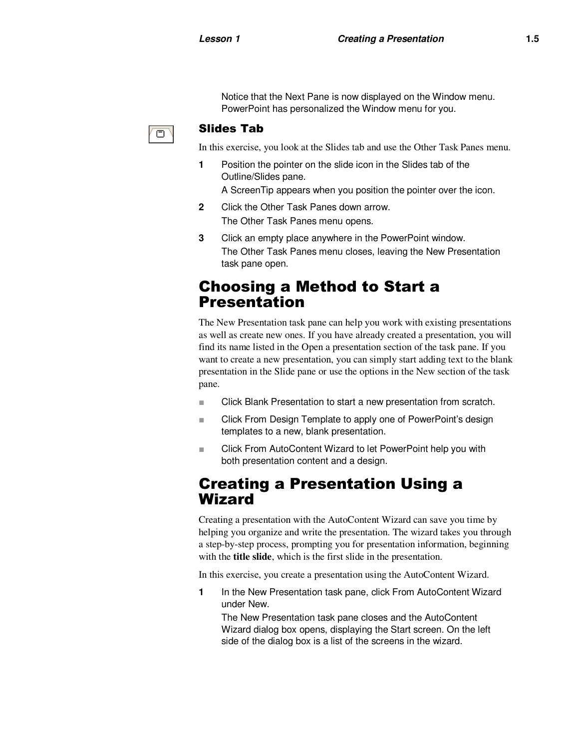Notice that the Next Pane is now displayed on the Window menu. PowerPoint has personalized the Window menu for you.

### Slides Tab

In this exercise, you look at the Slides tab and use the Other Task Panes menu.

1. Position the pointer on the slide icon in the Slides tab of the Outline/Slides pane.

   A ScreenTip appears when you position the pointer over the icon.

2. Click the Other Task Panes down arrow.

   The Other Task Panes menu opens.

3. Click an empty place anywhere in the PowerPoint window.

   The Other Task Panes menu closes, leaving the New Presentation task pane open.

## Choosing a Method to Start a Presentation

The New Presentation task pane can help you work with existing presentations as well as create new ones. If you have already created a presentation, you will find its name listed in the Open a presentation section of the task pane. If you want to create a new presentation, you can simply start adding text to the blank presentation in the Slide pane or use the options in the New section of the task pane.

- Click Blank Presentation to start a new presentation from scratch.
- Click From Design Template to apply one of PowerPoint's design templates to a new, blank presentation.
- Click From AutoContent Wizard to let PowerPoint help you with both presentation content and a design.

## Creating a Presentation Using a Wizard

Creating a presentation with the AutoContent Wizard can save you time by helping you organize and write the presentation. The wizard takes you through a step-by-step process, prompting you for presentation information, beginning with the **title slide**, which is the first slide in the presentation.

In this exercise, you create a presentation using the AutoContent Wizard.

1. In the New Presentation task pane, click From AutoContent Wizard under New.

   The New Presentation task pane closes and the AutoContent Wizard dialog box opens, displaying the Start screen. On the left side of the dialog box is a list of the screens in the wizard.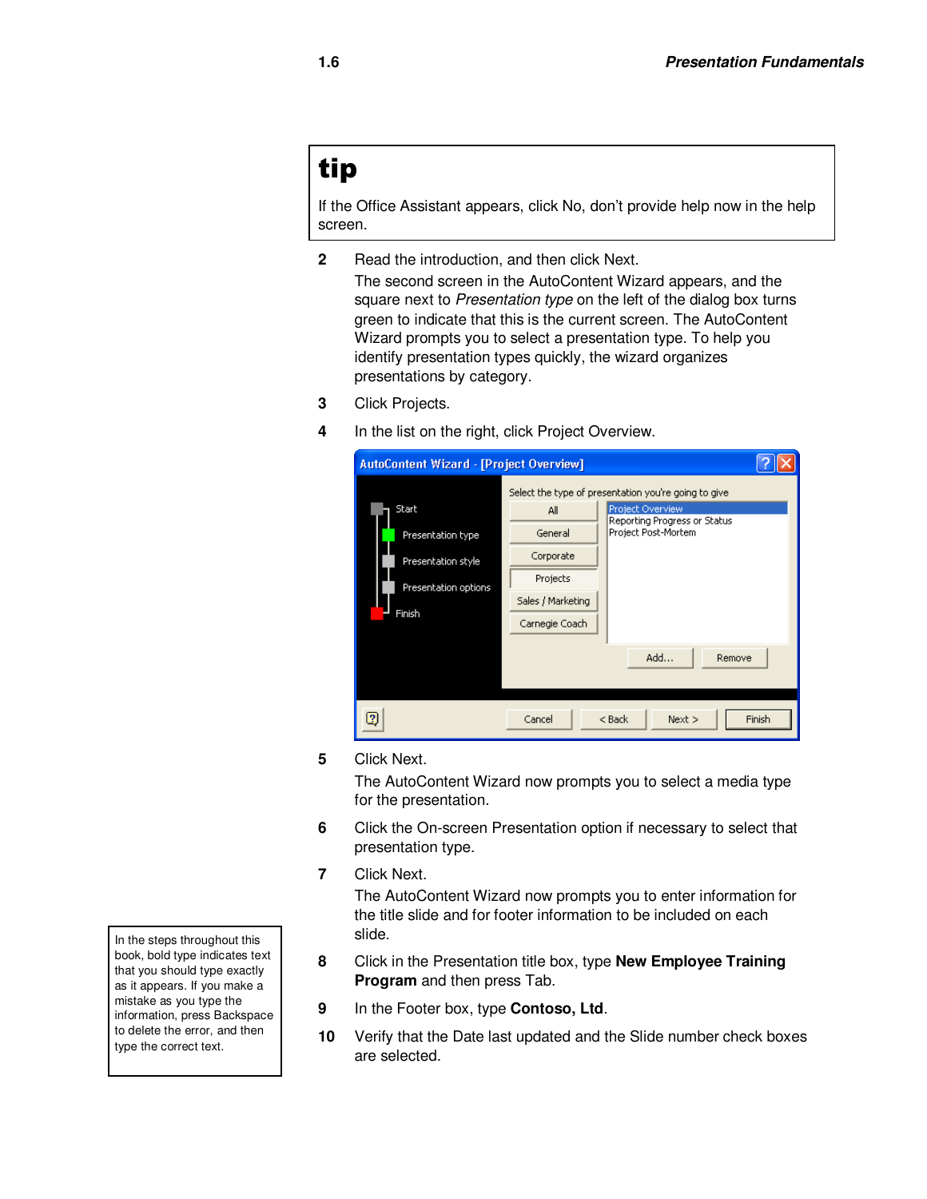**tip**

If the Office Assistant appears, click No, don't provide help now in the help screen.

2 Read the introduction, and then click Next.

   The second screen in the AutoContent Wizard appears, and the square next to *Presentation type* on the left of the dialog box turns green to indicate that this is the current screen. The AutoContent Wizard prompts you to select a presentation type. To help you identify presentation types quickly, the wizard organizes presentations by category.

3 Click Projects.

4 In the list on the right, click Project Overview.

5 Click Next.

   The AutoContent Wizard now prompts you to select a media type for the presentation.

6 Click the On-screen Presentation option if necessary to select that presentation type.

7 Click Next.

   The AutoContent Wizard now prompts you to enter information for the title slide and for footer information to be included on each slide.

8 Click in the Presentation title box, type **New Employee Training Program** and then press Tab.

9 In the Footer box, type **Contoso, Ltd**.

10 Verify that the Date last updated and the Slide number check boxes are selected.

In the steps throughout this book, bold type indicates text that you should type exactly as it appears. If you make a mistake as you type the information, press Backspace to delete the error, and then type the correct text.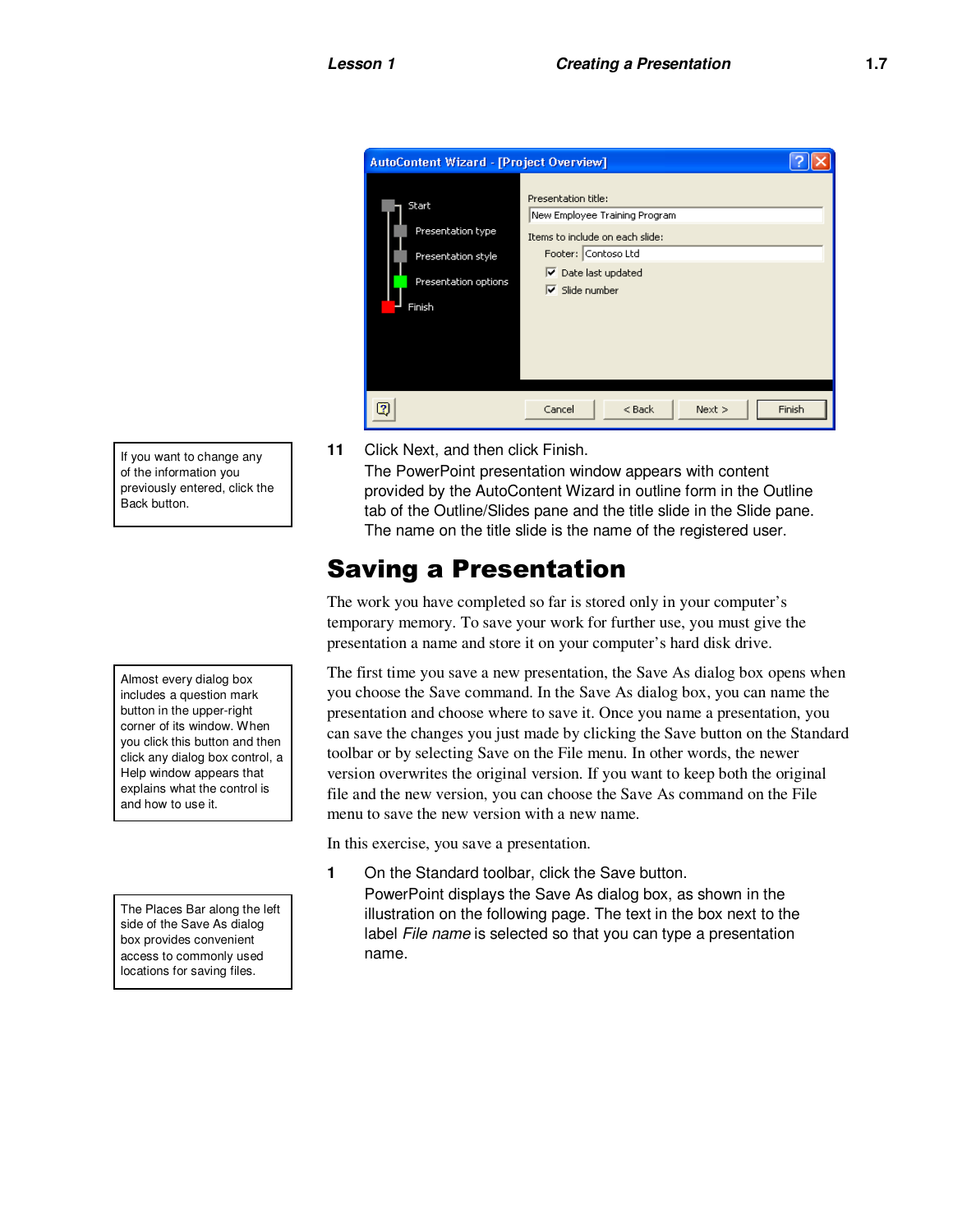11 Click Next, and then click Finish.
The PowerPoint presentation window appears with content provided by the AutoContent Wizard in outline form in the Outline tab of the Outline/Slides pane and the title slide in the Slide pane. The name on the title slide is the name of the registered user.

> If you want to change any of the information you previously entered, click the Back button.

## Saving a Presentation

The work you have completed so far is stored only in your computer's temporary memory. To save your work for further use, you must give the presentation a name and store it on your computer's hard disk drive.

The first time you save a new presentation, the Save As dialog box opens when you choose the Save command. In the Save As dialog box, you can name the presentation and choose where to save it. Once you name a presentation, you can save the changes you just made by clicking the Save button on the Standard toolbar or by selecting Save on the File menu. In other words, the newer version overwrites the original version. If you want to keep both the original file and the new version, you can choose the Save As command on the File menu to save the new version with a new name.

> Almost every dialog box includes a question mark button in the upper-right corner of its window. When you click this button and then click any dialog box control, a Help window appears that explains what the control is and how to use it.

In this exercise, you save a presentation.

1 On the Standard toolbar, click the Save button.
PowerPoint displays the Save As dialog box, as shown in the illustration on the following page. The text in the box next to the label *File name* is selected so that you can type a presentation name.

> The Places Bar along the left side of the Save As dialog box provides convenient access to commonly used locations for saving files.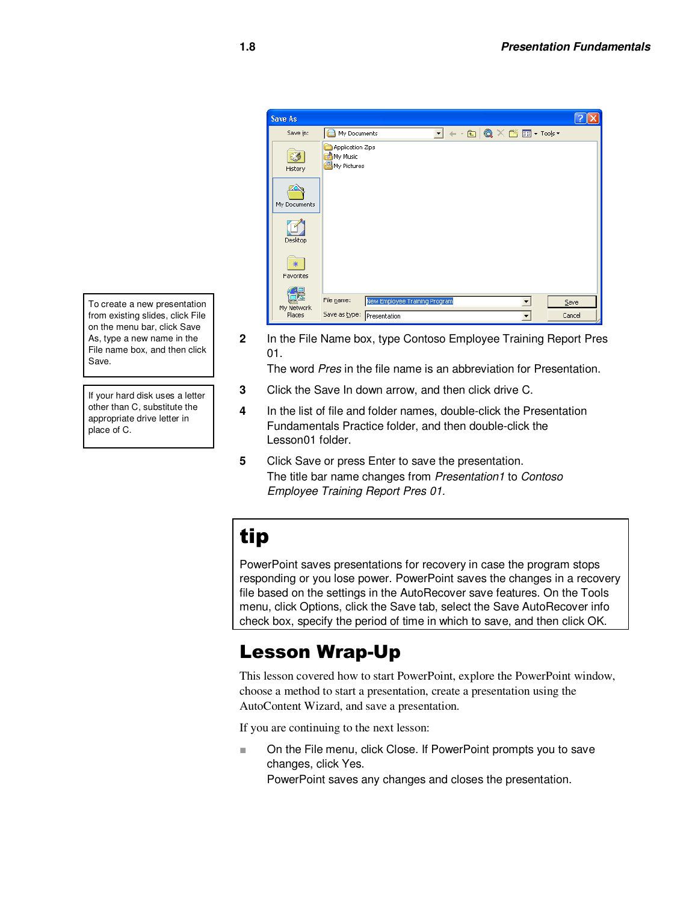To create a new presentation from existing slides, click File on the menu bar, click Save As, type a new name in the File name box, and then click Save.

If your hard disk uses a letter other than C, substitute the appropriate drive letter in place of C.

2. In the File Name box, type Contoso Employee Training Report Pres 01.
   The word *Pres* in the file name is an abbreviation for Presentation.
3. Click the Save In down arrow, and then click drive C.
4. In the list of file and folder names, double-click the Presentation Fundamentals Practice folder, and then double-click the Lesson01 folder.
5. Click Save or press Enter to save the presentation.
   The title bar name changes from *Presentation1* to *Contoso Employee Training Report Pres 01*.

## tip

PowerPoint saves presentations for recovery in case the program stops responding or you lose power. PowerPoint saves the changes in a recovery file based on the settings in the AutoRecover save features. On the Tools menu, click Options, click the Save tab, select the Save AutoRecover info check box, specify the period of time in which to save, and then click OK.

# Lesson Wrap-Up

This lesson covered how to start PowerPoint, explore the PowerPoint window, choose a method to start a presentation, create a presentation using the AutoContent Wizard, and save a presentation.

If you are continuing to the next lesson:

- On the File menu, click Close. If PowerPoint prompts you to save changes, click Yes.
  PowerPoint saves any changes and closes the presentation.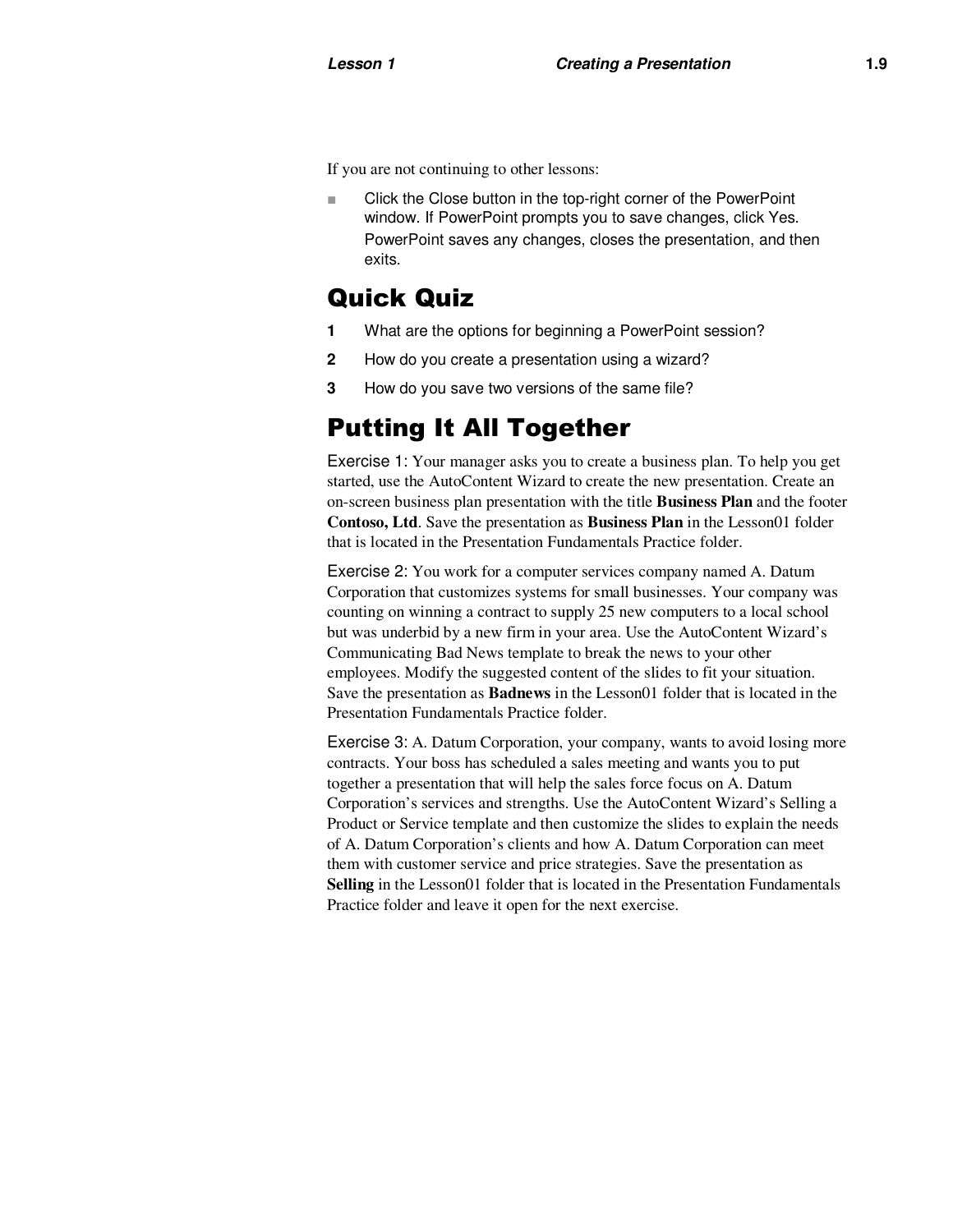If you are not continuing to other lessons:

- Click the Close button in the top-right corner of the PowerPoint window. If PowerPoint prompts you to save changes, click Yes.
  
  PowerPoint saves any changes, closes the presentation, and then exits.

## Quick Quiz

1. What are the options for beginning a PowerPoint session?
2. How do you create a presentation using a wizard?
3. How do you save two versions of the same file?

## Putting It All Together

Exercise 1: Your manager asks you to create a business plan. To help you get started, use the AutoContent Wizard to create the new presentation. Create an on-screen business plan presentation with the title **Business Plan** and the footer **Contoso, Ltd**. Save the presentation as **Business Plan** in the Lesson01 folder that is located in the Presentation Fundamentals Practice folder.

Exercise 2: You work for a computer services company named A. Datum Corporation that customizes systems for small businesses. Your company was counting on winning a contract to supply 25 new computers to a local school but was underbid by a new firm in your area. Use the AutoContent Wizard's Communicating Bad News template to break the news to your other employees. Modify the suggested content of the slides to fit your situation. Save the presentation as **Badnews** in the Lesson01 folder that is located in the Presentation Fundamentals Practice folder.

Exercise 3: A. Datum Corporation, your company, wants to avoid losing more contracts. Your boss has scheduled a sales meeting and wants you to put together a presentation that will help the sales force focus on A. Datum Corporation's services and strengths. Use the AutoContent Wizard's Selling a Product or Service template and then customize the slides to explain the needs of A. Datum Corporation's clients and how A. Datum Corporation can meet them with customer service and price strategies. Save the presentation as **Selling** in the Lesson01 folder that is located in the Presentation Fundamentals Practice folder and leave it open for the next exercise.